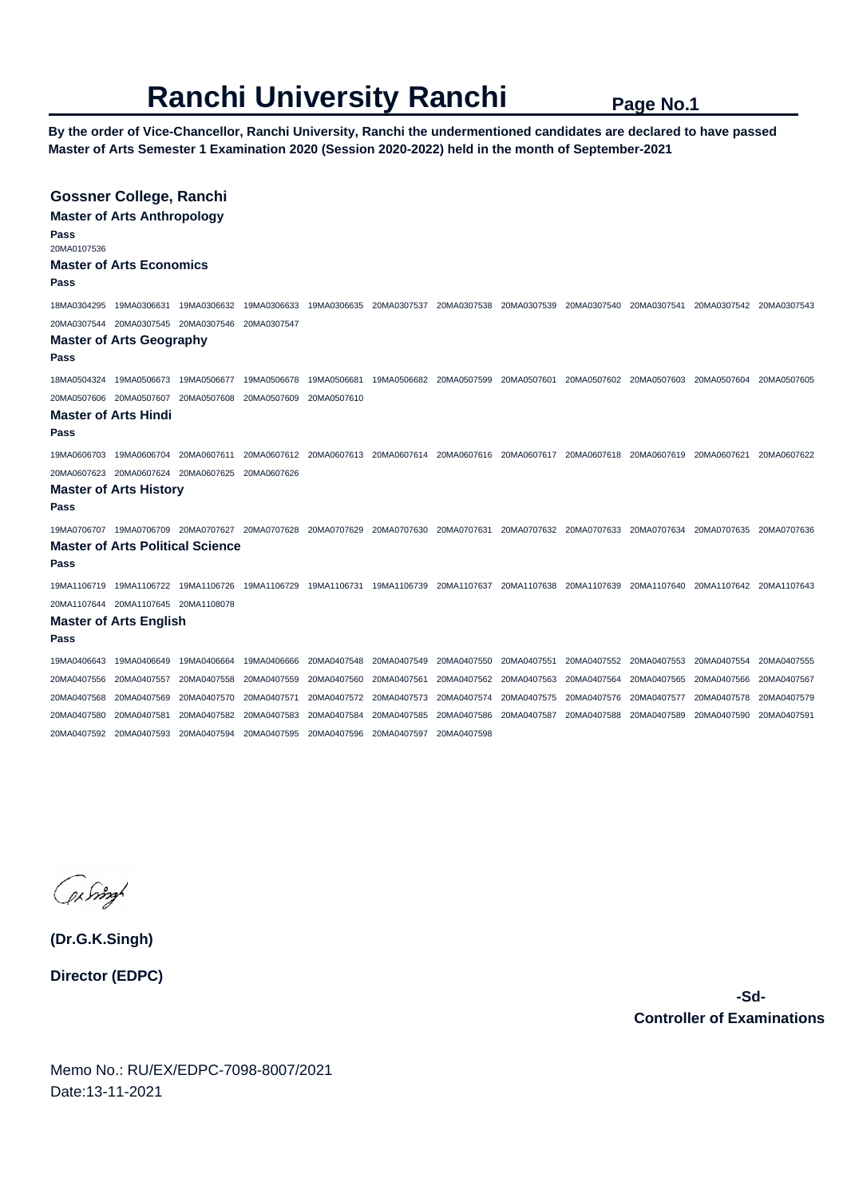# Ranchi University Ranchi

**Page No.1**

**By the order of Vice-Chancellor, Ranchi University, Ranchi the undermentioned candidates are declared to have passed Master of Arts Semester 1 Examination 2020 (Session 2020-2022) held in the month of September-2021**

## Gossner College, Ranchi

### Master of Arts Anthropology

**Pass**

20MA0107536

### Master of Arts Economics

**Pass**

18MA0304295 19MA0306631 19MA0306632 19MA0306633 19MA0306635 20MA0307537 20MA0307538 20MA0307539 20MA0307540 20MA0307541 20MA0307542 20MA0307543 20MA0307544 20MA0307545 20MA0307546 20MA0307547

### Master of Arts Geography

**Pass**

18MA0504324 19MA0506673 19MA0506677 19MA0506678 19MA0506681 19MA0506682 20MA0507599 20MA0507601 20MA0507602 20MA0507603 20MA0507604 20MA0507605 20MA0507606 20MA0507607 20MA0507608 20MA0507609 20MA0507610

### Master of Arts Hindi

**Pass**

19MA0606703 19MA0606704 20MA0607611 20MA0607612 20MA0607613 20MA0607614 20MA0607616 20MA0607617 20MA0607618 20MA0607619 20MA0607621 20MA0607622 20MA0607623 20MA0607624 20MA0607625 20MA0607626

### Master of Arts History

**Pass**

19MA0706707 19MA0706709 20MA0707627 20MA0707628 20MA0707629 20MA0707630 20MA0707631 20MA0707632 20MA0707633 20MA0707634 20MA0707635 20MA0707636

### Master of Arts Political Science

**Pass**

19MA1106719 19MA1106722 19MA1106726 19MA1106729 19MA1106731 19MA1106739 20MA1107637 20MA1107638 20MA1107639 20MA1107640 20MA1107642 20MA1107643 20MA1107644 20MA1107645 20MA1108078

### Master of Arts English

**Pass**

19MA0406643 19MA0406649 19MA0406664 19MA0406666 20MA0407548 20MA0407549 20MA0407550 20MA0407551 20MA0407552 20MA0407553 20MA0407554 20MA0407555 20MA0407556 20MA0407557 20MA0407558 20MA0407559 20MA0407560 20MA0407561 20MA0407562 20MA0407563 20MA0407564 20MA0407565 20MA0407566 20MA0407567 20MA0407568 20MA0407569 20MA0407570 20MA0407571 20MA0407572 20MA0407573 20MA0407574 20MA0407575 20MA0407576 20MA0407577 20MA0407578 20MA0407579 20MA0407580 20MA0407581 20MA0407582 20MA0407583 20MA0407584 20MA0407585 20MA0407586 20MA0407587 20MA0407588 20MA0407589 20MA0407590 20MA0407591 20MA0407592 20MA0407593 20MA0407594 20MA0407595 20MA0407596 20MA0407597 20MA0407598

**(Dr.G.K.Singh)**

**Director (EDPC)**

**-Sd-**

**Controller of Examinations**

Memo No.: RU/EX/EDPC-7098-8007/2021

Date:13-11-2021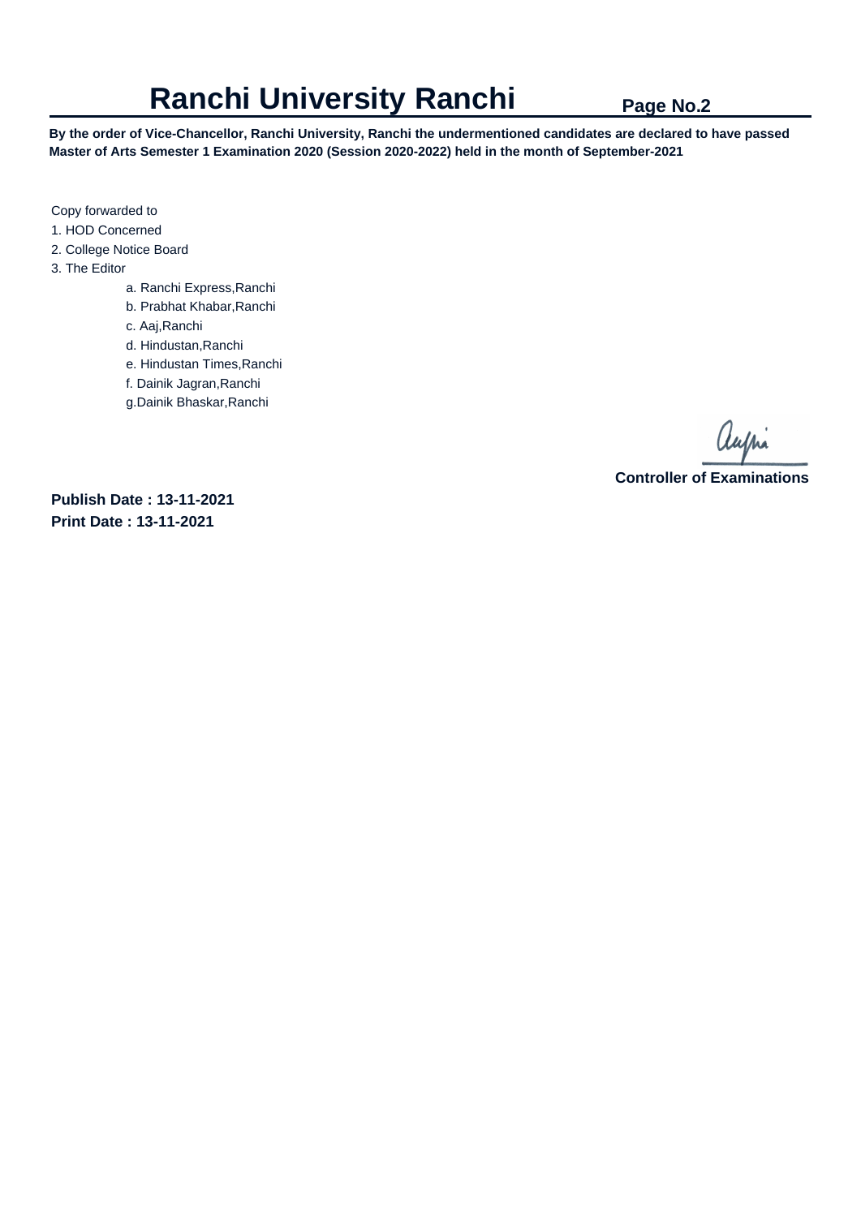# Ranchi University Ranchi

**Page No.2**

**By the order of Vice-Chancellor, Ranchi University, Ranchi the undermentioned candidates are declared to have passed Master of Arts Semester 1 Examination 2020 (Session 2020-2022) held in the month of September-2021**

Copy forwarded to

1. HOD Concerned
2. College Notice Board
3. The Editor
   - a. Ranchi Express,Ranchi
   - b. Prabhat Khabar,Ranchi
   - c. Aaj,Ranchi
   - d. Hindustan,Ranchi
   - e. Hindustan Times,Ranchi
   - f. Dainik Jagran,Ranchi
   - g.Dainik Bhaskar,Ranchi

**Controller of Examinations**

**Publish Date : 13-11-2021**

**Print Date : 13-11-2021**